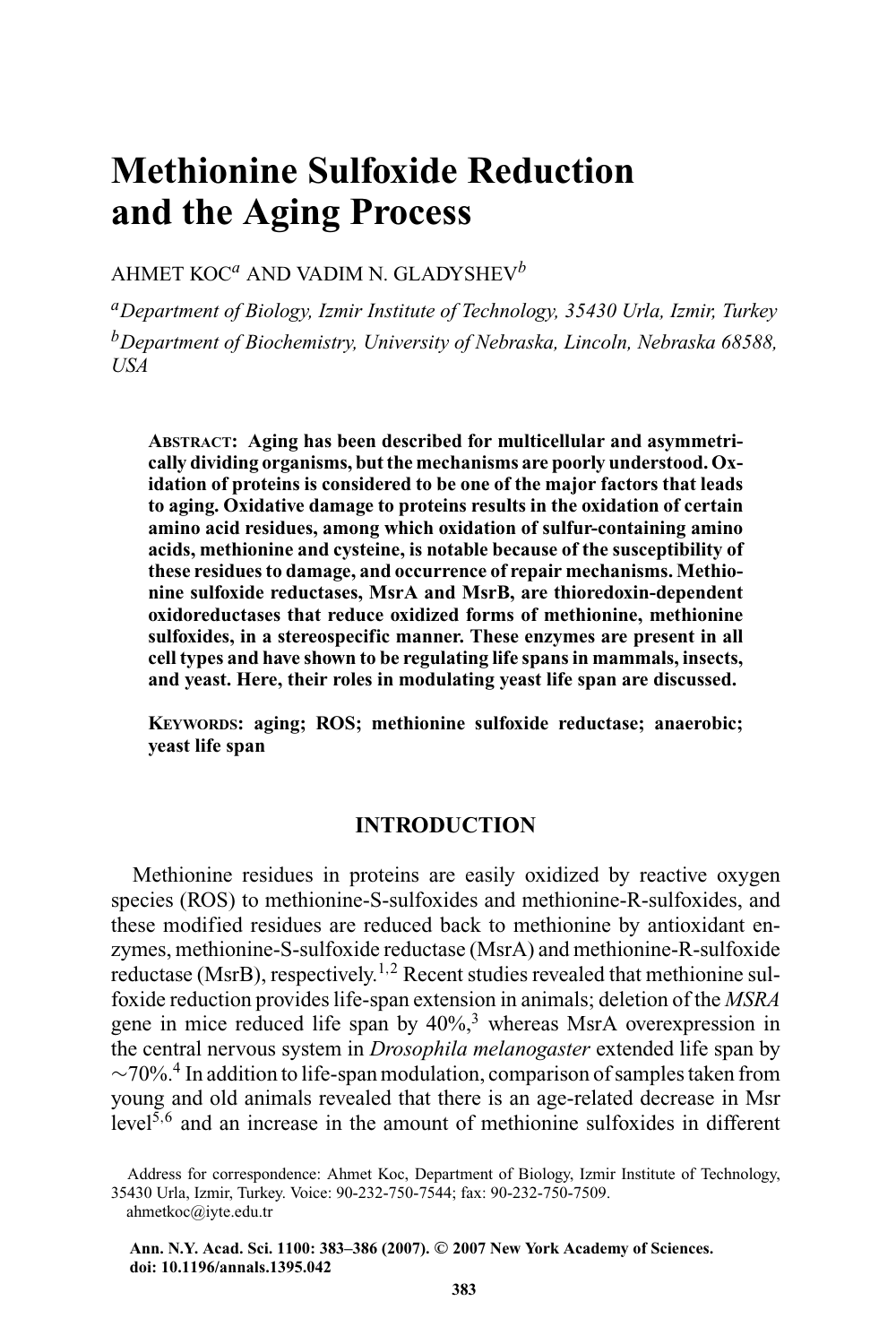# Methionine Sulfoxide Reduction and the Aging Process

AHMET KOC[a] AND VADIM N. GLADYSHEV[b]

[a]*Department of Biology, Izmir Institute of Technology, 35430 Urla, Izmir, Turkey*

[b]*Department of Biochemistry, University of Nebraska, Lincoln, Nebraska 68588, USA*

**ABSTRACT: Aging has been described for multicellular and asymmetrically dividing organisms, but the mechanisms are poorly understood. Oxidation of proteins is considered to be one of the major factors that leads to aging. Oxidative damage to proteins results in the oxidation of certain amino acid residues, among which oxidation of sulfur-containing amino acids, methionine and cysteine, is notable because of the susceptibility of these residues to damage, and occurrence of repair mechanisms. Methionine sulfoxide reductases, MsrA and MsrB, are thioredoxin-dependent oxidoreductases that reduce oxidized forms of methionine, methionine sulfoxides, in a stereospecific manner. These enzymes are present in all cell types and have shown to be regulating life spans in mammals, insects, and yeast. Here, their roles in modulating yeast life span are discussed.**

**KEYWORDS: aging; ROS; methionine sulfoxide reductase; anaerobic; yeast life span**

## INTRODUCTION

Methionine residues in proteins are easily oxidized by reactive oxygen species (ROS) to methionine-S-sulfoxides and methionine-R-sulfoxides, and these modified residues are reduced back to methionine by antioxidant enzymes, methionine-S-sulfoxide reductase (MsrA) and methionine-R-sulfoxide reductase (MsrB), respectively.[1,2] Recent studies revealed that methionine sulfoxide reduction provides life-span extension in animals; deletion of the *MSRA* gene in mice reduced life span by 40%,[3] whereas MsrA overexpression in the central nervous system in *Drosophila melanogaster* extended life span by ~70%.[4] In addition to life-span modulation, comparison of samples taken from young and old animals revealed that there is an age-related decrease in Msr level[5,6] and an increase in the amount of methionine sulfoxides in different

Address for correspondence: Ahmet Koc, Department of Biology, Izmir Institute of Technology, 35430 Urla, Izmir, Turkey. Voice: 90-232-750-7544; fax: 90-232-750-7509.
ahmetkoc@iyte.edu.tr

Ann. N.Y. Acad. Sci. 1100: 383–386 (2007). © 2007 New York Academy of Sciences.
doi: 10.1196/annals.1395.042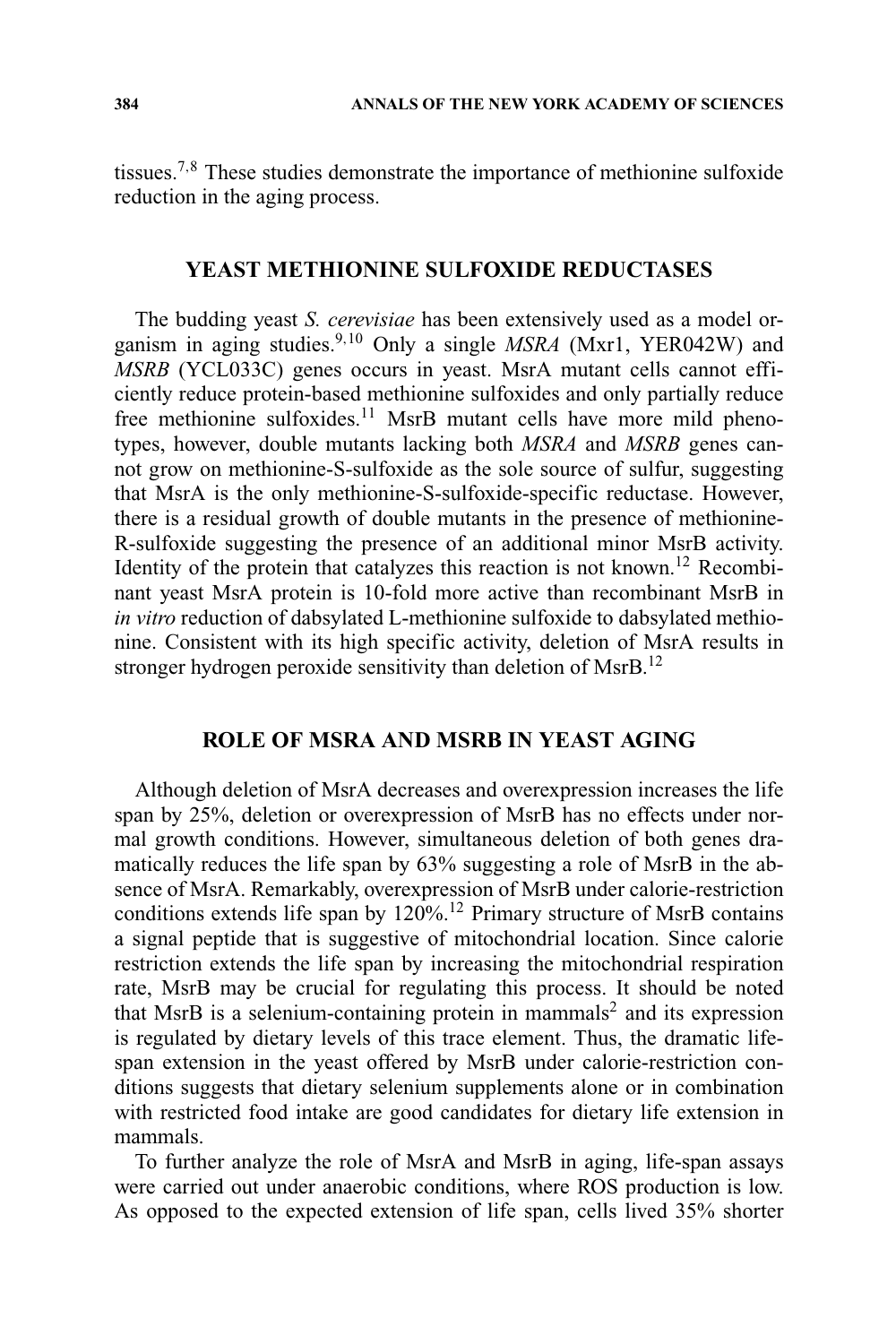tissues.[7,8] These studies demonstrate the importance of methionine sulfoxide reduction in the aging process.

## YEAST METHIONINE SULFOXIDE REDUCTASES

The budding yeast *S. cerevisiae* has been extensively used as a model organism in aging studies.[9,10] Only a single *MSRA* (Mxr1, YER042W) and *MSRB* (YCL033C) genes occurs in yeast. MsrA mutant cells cannot efficiently reduce protein-based methionine sulfoxides and only partially reduce free methionine sulfoxides.[11] MsrB mutant cells have more mild phenotypes, however, double mutants lacking both *MSRA* and *MSRB* genes cannot grow on methionine-S-sulfoxide as the sole source of sulfur, suggesting that MsrA is the only methionine-S-sulfoxide-specific reductase. However, there is a residual growth of double mutants in the presence of methionine-R-sulfoxide suggesting the presence of an additional minor MsrB activity. Identity of the protein that catalyzes this reaction is not known.[12] Recombinant yeast MsrA protein is 10-fold more active than recombinant MsrB in *in vitro* reduction of dabsylated L-methionine sulfoxide to dabsylated methionine. Consistent with its high specific activity, deletion of MsrA results in stronger hydrogen peroxide sensitivity than deletion of MsrB.[12]

## ROLE OF MSRA AND MSRB IN YEAST AGING

Although deletion of MsrA decreases and overexpression increases the life span by 25%, deletion or overexpression of MsrB has no effects under normal growth conditions. However, simultaneous deletion of both genes dramatically reduces the life span by 63% suggesting a role of MsrB in the absence of MsrA. Remarkably, overexpression of MsrB under calorie-restriction conditions extends life span by 120%.[12] Primary structure of MsrB contains a signal peptide that is suggestive of mitochondrial location. Since calorie restriction extends the life span by increasing the mitochondrial respiration rate, MsrB may be crucial for regulating this process. It should be noted that MsrB is a selenium-containing protein in mammals[2] and its expression is regulated by dietary levels of this trace element. Thus, the dramatic life-span extension in the yeast offered by MsrB under calorie-restriction conditions suggests that dietary selenium supplements alone or in combination with restricted food intake are good candidates for dietary life extension in mammals.

To further analyze the role of MsrA and MsrB in aging, life-span assays were carried out under anaerobic conditions, where ROS production is low. As opposed to the expected extension of life span, cells lived 35% shorter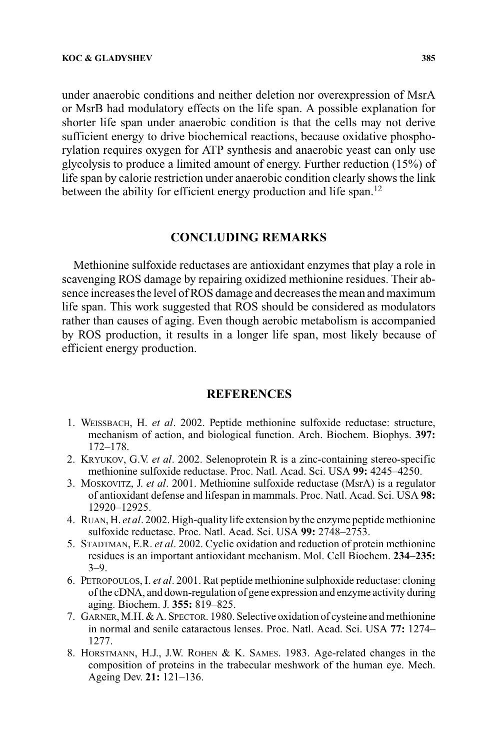under anaerobic conditions and neither deletion nor overexpression of MsrA or MsrB had modulatory effects on the life span. A possible explanation for shorter life span under anaerobic condition is that the cells may not derive sufficient energy to drive biochemical reactions, because oxidative phosphorylation requires oxygen for ATP synthesis and anaerobic yeast can only use glycolysis to produce a limited amount of energy. Further reduction (15%) of life span by calorie restriction under anaerobic condition clearly shows the link between the ability for efficient energy production and life span.[12]

## CONCLUDING REMARKS

Methionine sulfoxide reductases are antioxidant enzymes that play a role in scavenging ROS damage by repairing oxidized methionine residues. Their absence increases the level of ROS damage and decreases the mean and maximum life span. This work suggested that ROS should be considered as modulators rather than causes of aging. Even though aerobic metabolism is accompanied by ROS production, it results in a longer life span, most likely because of efficient energy production.

## REFERENCES

1. Weissbach, H. *et al*. 2002. Peptide methionine sulfoxide reductase: structure, mechanism of action, and biological function. Arch. Biochem. Biophys. **397:** 172–178.
2. Kryukov, G.V. *et al*. 2002. Selenoprotein R is a zinc-containing stereo-specific methionine sulfoxide reductase. Proc. Natl. Acad. Sci. USA **99:** 4245–4250.
3. Moskovitz, J. *et al*. 2001. Methionine sulfoxide reductase (MsrA) is a regulator of antioxidant defense and lifespan in mammals. Proc. Natl. Acad. Sci. USA **98:** 12920–12925.
4. Ruan, H. *et al*. 2002. High-quality life extension by the enzyme peptide methionine sulfoxide reductase. Proc. Natl. Acad. Sci. USA **99:** 2748–2753.
5. Stadtman, E.R. *et al*. 2002. Cyclic oxidation and reduction of protein methionine residues is an important antioxidant mechanism. Mol. Cell Biochem. **234–235:** 3–9.
6. Petropoulos, I. *et al*. 2001. Rat peptide methionine sulphoxide reductase: cloning of the cDNA, and down-regulation of gene expression and enzyme activity during aging. Biochem. J. **355:** 819–825.
7. Garner, M.H. & A. Spector. 1980. Selective oxidation of cysteine and methionine in normal and senile cataractous lenses. Proc. Natl. Acad. Sci. USA **77:** 1274–1277.
8. Horstmann, H.J., J.W. Rohen & K. Sames. 1983. Age-related changes in the composition of proteins in the trabecular meshwork of the human eye. Mech. Ageing Dev. **21:** 121–136.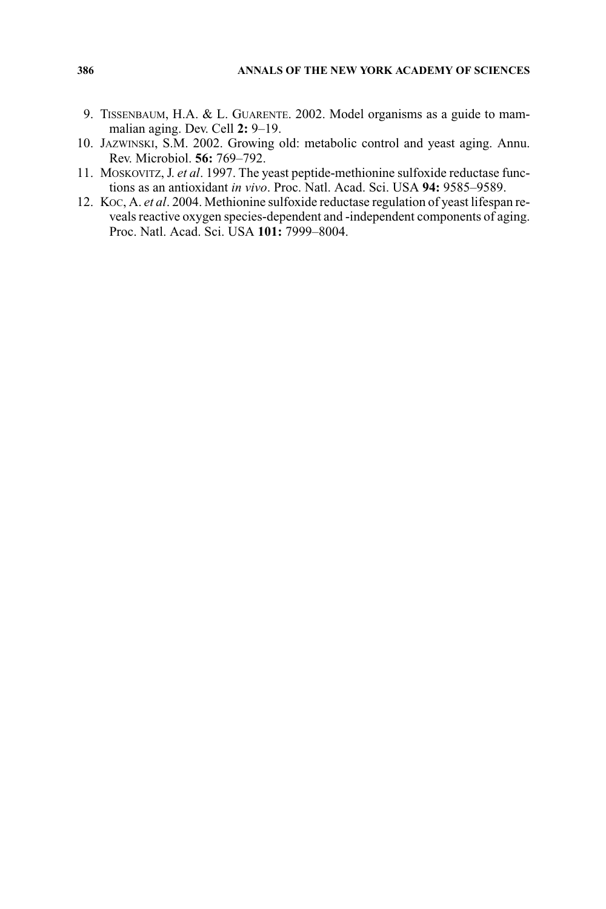9. Tissenbaum, H.A. & L. Guarente. 2002. Model organisms as a guide to mammalian aging. Dev. Cell **2:** 9–19.
10. Jazwinski, S.M. 2002. Growing old: metabolic control and yeast aging. Annu. Rev. Microbiol. **56:** 769–792.
11. Moskovitz, J. *et al*. 1997. The yeast peptide-methionine sulfoxide reductase functions as an antioxidant *in vivo*. Proc. Natl. Acad. Sci. USA **94:** 9585–9589.
12. Koc, A. *et al*. 2004. Methionine sulfoxide reductase regulation of yeast lifespan reveals reactive oxygen species-dependent and -independent components of aging. Proc. Natl. Acad. Sci. USA **101:** 7999–8004.